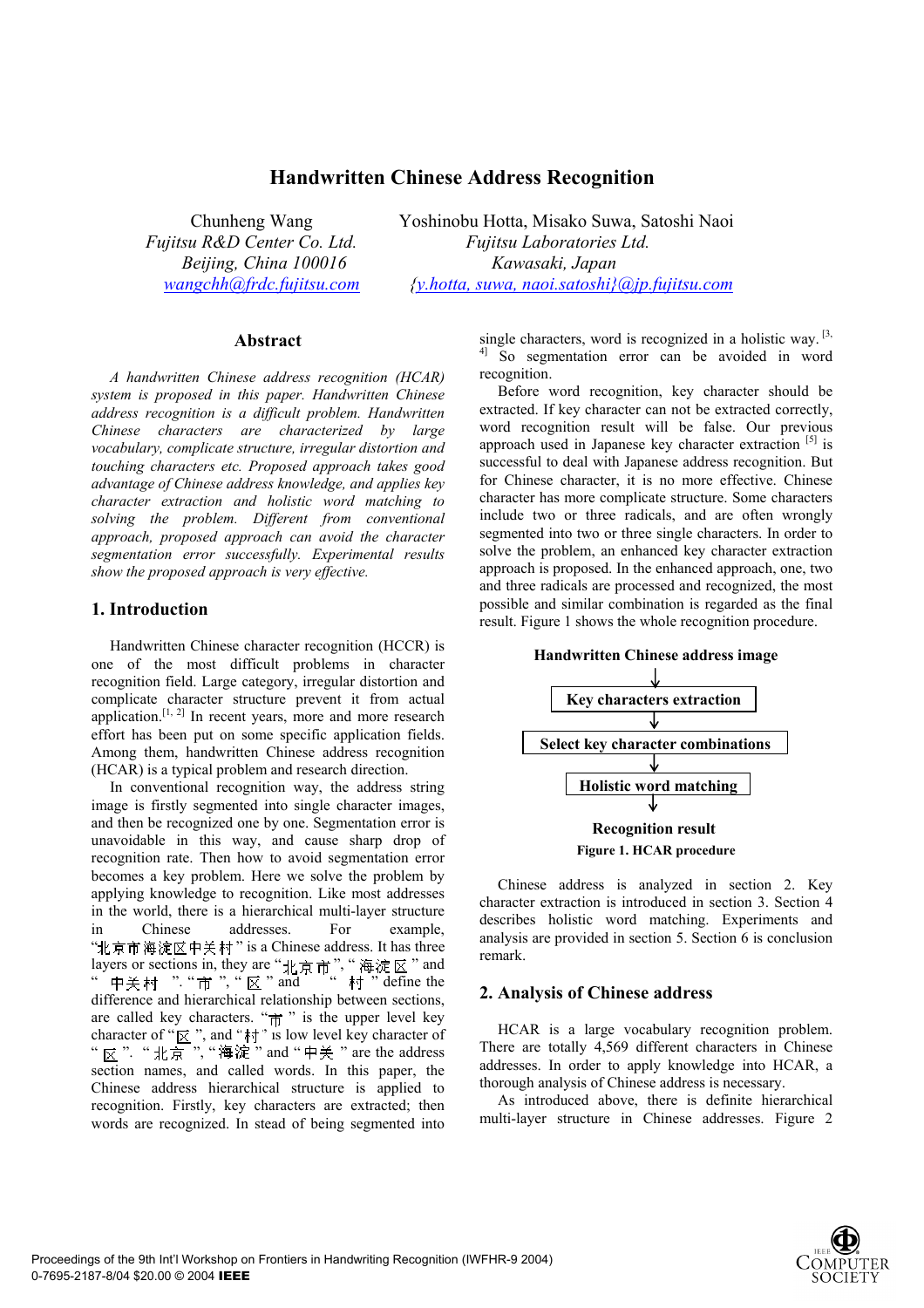# Handwritten Chinese Address Recognition

Chunheng Wang
*Fujitsu R&D Center Co. Ltd.*
*Beijing, China 100016*
*wangchh@frdc.fujitsu.com*

Yoshinobu Hotta, Misako Suwa, Satoshi Naoi
*Fujitsu Laboratories Ltd.*
*Kawasaki, Japan*
*{y.hotta, suwa, naoi.satoshi}@jp.fujitsu.com*

## Abstract

*A handwritten Chinese address recognition (HCAR) system is proposed in this paper. Handwritten Chinese address recognition is a difficult problem. Handwritten Chinese characters are characterized by large vocabulary, complicate structure, irregular distortion and touching characters etc. Proposed approach takes good advantage of Chinese address knowledge, and applies key character extraction and holistic word matching to solving the problem. Different from conventional approach, proposed approach can avoid the character segmentation error successfully. Experimental results show the proposed approach is very effective.*

## 1. Introduction

Handwritten Chinese character recognition (HCCR) is one of the most difficult problems in character recognition field. Large category, irregular distortion and complicate character structure prevent it from actual application.[1, 2] In recent years, more and more research effort has been put on some specific application fields. Among them, handwritten Chinese address recognition (HCAR) is a typical problem and research direction.

In conventional recognition way, the address string image is firstly segmented into single character images, and then be recognized one by one. Segmentation error is unavoidable in this way, and cause sharp drop of recognition rate. Then how to avoid segmentation error becomes a key problem. Here we solve the problem by applying knowledge to recognition. Like most addresses in the world, there is a hierarchical multi-layer structure in Chinese addresses. For example, "北京市海淀区中关村" is a Chinese address. It has three layers or sections in, they are "北京市", "海淀区" and "中关村". "市", "区" and "村" define the difference and hierarchical relationship between sections, are called key characters. "市" is the upper level key character of "区", and "村" is low level key character of "区". "北京", "海淀" and "中关" are the address section names, and called words. In this paper, the Chinese address hierarchical structure is applied to recognition. Firstly, key characters are extracted; then words are recognized. In stead of being segmented into single characters, word is recognized in a holistic way. [3, 4] So segmentation error can be avoided in word recognition.

Before word recognition, key character should be extracted. If key character can not be extracted correctly, word recognition result will be false. Our previous approach used in Japanese key character extraction [5] is successful to deal with Japanese address recognition. But for Chinese character, it is no more effective. Chinese character has more complicate structure. Some characters include two or three radicals, and are often wrongly segmented into two or three single characters. In order to solve the problem, an enhanced key character extraction approach is proposed. In the enhanced approach, one, two and three radicals are processed and recognized, the most possible and similar combination is regarded as the final result. Figure 1 shows the whole recognition procedure.

**Handwritten Chinese address image**
↓
**Key characters extraction**
↓
**Select key character combinations**
↓
**Holistic word matching**
↓
**Recognition result**

**Figure 1. HCAR procedure**

Chinese address is analyzed in section 2. Key character extraction is introduced in section 3. Section 4 describes holistic word matching. Experiments and analysis are provided in section 5. Section 6 is conclusion remark.

## 2. Analysis of Chinese address

HCAR is a large vocabulary recognition problem. There are totally 4,569 different characters in Chinese addresses. In order to apply knowledge into HCAR, a thorough analysis of Chinese address is necessary.

As introduced above, there is definite hierarchical multi-layer structure in Chinese addresses. Figure 2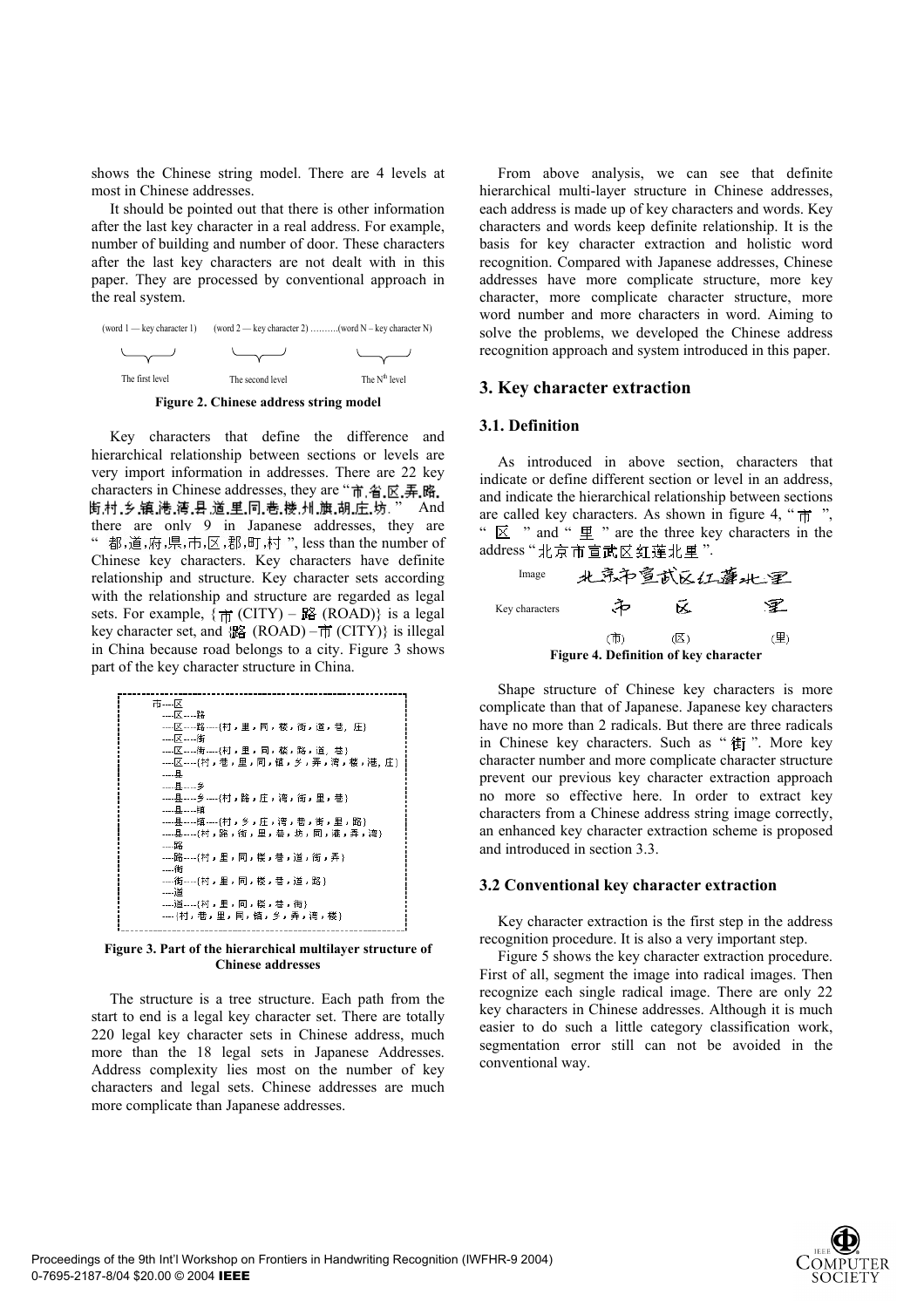shows the Chinese string model. There are 4 levels at most in Chinese addresses.

It should be pointed out that there is other information after the last key character in a real address. For example, number of building and number of door. These characters after the last key characters are not dealt with in this paper. They are processed by conventional approach in the real system.

(word 1 — key character 1)  (word 2 — key character 2) ……….(word N – key character N)

The first level  The second level  The N[th] level

**Figure 2. Chinese address string model**

Key characters that define the difference and hierarchical relationship between sections or levels are very import information in addresses. There are 22 key characters in Chinese addresses, they are "市,省,区,弄,路,街,村,乡,镇,港,湾,县,道,里,同,巷,楼,州,旗,胡,庄,坊." And there are only 9 in Japanese addresses, they are "都,道,府,県,市,区,郡,町,村", less than the number of Chinese key characters. Key characters have definite relationship and structure. Key character sets according with the relationship and structure are regarded as legal sets. For example, {市 (CITY) – 路 (ROAD)} is a legal key character set, and {路 (ROAD) –市 (CITY)} is illegal in China because road belongs to a city. Figure 3 shows part of the key character structure in China.

```
市----区
  ----区----路
  ----区----路----{村，里，同，楼，街，道，巷，庄}
  ----区----街
  ----区----街----{村，里，同，楼，路，道，巷}
  ----区----{村，巷，里，同，镇，乡，弄，湾，楼，港，庄}
  ----县
  ----县----乡
  ----县----乡----{村，路，庄，湾，街，里，巷}
  ----县----镇
  ----县----镇----{村，乡，庄，湾，巷，街，里，路}
  ----县----{村，路，街，里，巷，坊，同，港，弄，湾}
  ----路
  ----路----{村，里，同，楼，巷，道，街，弄}
  ----街
  ----街----{村，里，同，楼，巷，道，路}
  ----道
  ----道----{村，里，同，楼，巷，街}
  ----{村，巷，里，同，镇，乡，弄，湾，楼}
```

**Figure 3. Part of the hierarchical multilayer structure of Chinese addresses**

The structure is a tree structure. Each path from the start to end is a legal key character set. There are totally 220 legal key character sets in Chinese address, much more than the 18 legal sets in Japanese Addresses. Address complexity lies most on the number of key characters and legal sets. Chinese addresses are much more complicate than Japanese addresses.

From above analysis, we can see that definite hierarchical multi-layer structure in Chinese addresses, each address is made up of key characters and words. Key characters and words keep definite relationship. It is the basis for key character extraction and holistic word recognition. Compared with Japanese addresses, Chinese addresses have more complicate structure, more key character, more complicate character structure, more word number and more characters in word. Aiming to solve the problems, we developed the Chinese address recognition approach and system introduced in this paper.

## 3. Key character extraction

### 3.1. Definition

As introduced in above section, characters that indicate or define different section or level in an address, and indicate the hierarchical relationship between sections are called key characters. As shown in figure 4, "市", "区" and "里" are the three key characters in the address "北京市宣武区红莲北里".

Image  北京市宣武区红莲北里

Key characters  市  区  里

(市)  (区)  (里)

**Figure 4. Definition of key character**

Shape structure of Chinese key characters is more complicate than that of Japanese. Japanese key characters have no more than 2 radicals. But there are three radicals in Chinese key characters. Such as "街". More key character number and more complicate character structure prevent our previous key character extraction approach no more so effective here. In order to extract key characters from a Chinese address string image correctly, an enhanced key character extraction scheme is proposed and introduced in section 3.3.

### 3.2 Conventional key character extraction

Key character extraction is the first step in the address recognition procedure. It is also a very important step.

Figure 5 shows the key character extraction procedure. First of all, segment the image into radical images. Then recognize each single radical image. There are only 22 key characters in Chinese addresses. Although it is much easier to do such a little category classification work, segmentation error still can not be avoided in the conventional way.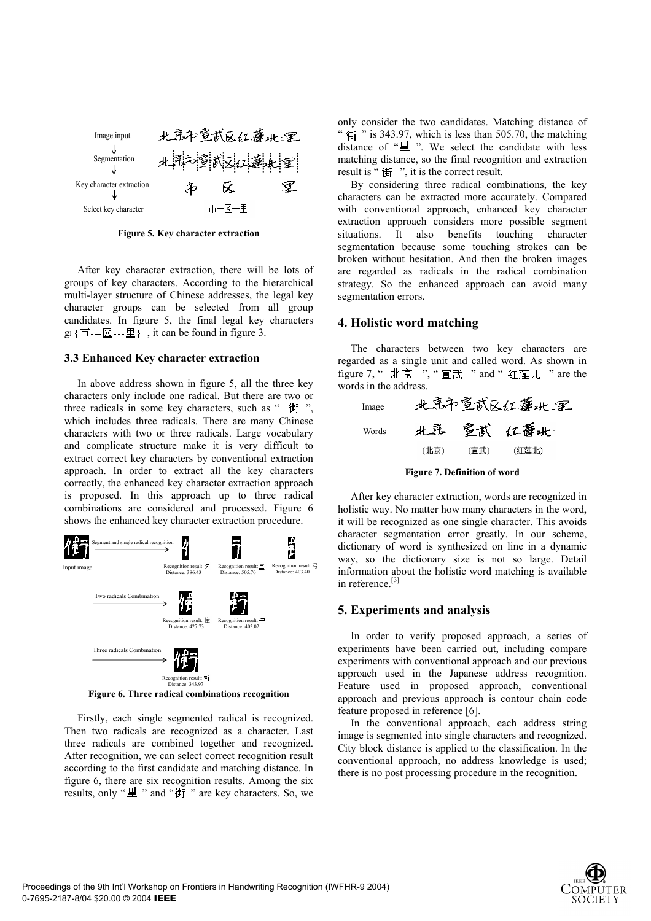Figure 5. Key character extraction

After key character extraction, there will be lots of groups of key characters. According to the hierarchical multi-layer structure of Chinese addresses, the legal key character groups can be selected from all group candidates. In figure 5, the final legal key characters g {市---区---里} , it can be found in figure 3.

### 3.3 Enhanced Key character extraction

In above address shown in figure 5, all the three key characters only include one radical. But there are two or three radicals in some key characters, such as "街", which includes three radicals. There are many Chinese characters with two or three radicals. Large vocabulary and complicate structure make it is very difficult to extract correct key characters by conventional extraction approach. In order to extract all the key characters correctly, the enhanced key character extraction approach is proposed. In this approach up to three radical combinations are considered and processed. Figure 6 shows the enhanced key character extraction procedure.

Figure 6. Three radical combinations recognition

Firstly, each single segmented radical is recognized. Then two radicals are recognized as a character. Last three radicals are combined together and recognized. After recognition, we can select correct recognition result according to the first candidate and matching distance. In figure 6, there are six recognition results. Among the six results, only "里" and "街" are key characters. So, we only consider the two candidates. Matching distance of "街" is 343.97, which is less than 505.70, the matching distance of "里". We select the candidate with less matching distance, so the final recognition and extraction result is "街", it is the correct result.

By considering three radical combinations, the key characters can be extracted more accurately. Compared with conventional approach, enhanced key character extraction approach considers more possible segment situations. It also benefits touching character segmentation because some touching strokes can be broken without hesitation. And then the broken images are regarded as radicals in the radical combination strategy. So the enhanced approach can avoid many segmentation errors.

## 4. Holistic word matching

The characters between two key characters are regarded as a single unit and called word. As shown in figure 7, "北京", "宣武" and "红莲北" are the words in the address.

Figure 7. Definition of word

After key character extraction, words are recognized in holistic way. No matter how many characters in the word, it will be recognized as one single character. This avoids character segmentation error greatly. In our scheme, dictionary of word is synthesized on line in a dynamic way, so the dictionary size is not so large. Detail information about the holistic word matching is available in reference.[3]

## 5. Experiments and analysis

In order to verify proposed approach, a series of experiments have been carried out, including compare experiments with conventional approach and our previous approach used in the Japanese address recognition. Feature used in proposed approach, conventional approach and previous approach is contour chain code feature proposed in reference [6].

In the conventional approach, each address string image is segmented into single characters and recognized. City block distance is applied to the classification. In the conventional approach, no address knowledge is used; there is no post processing procedure in the recognition.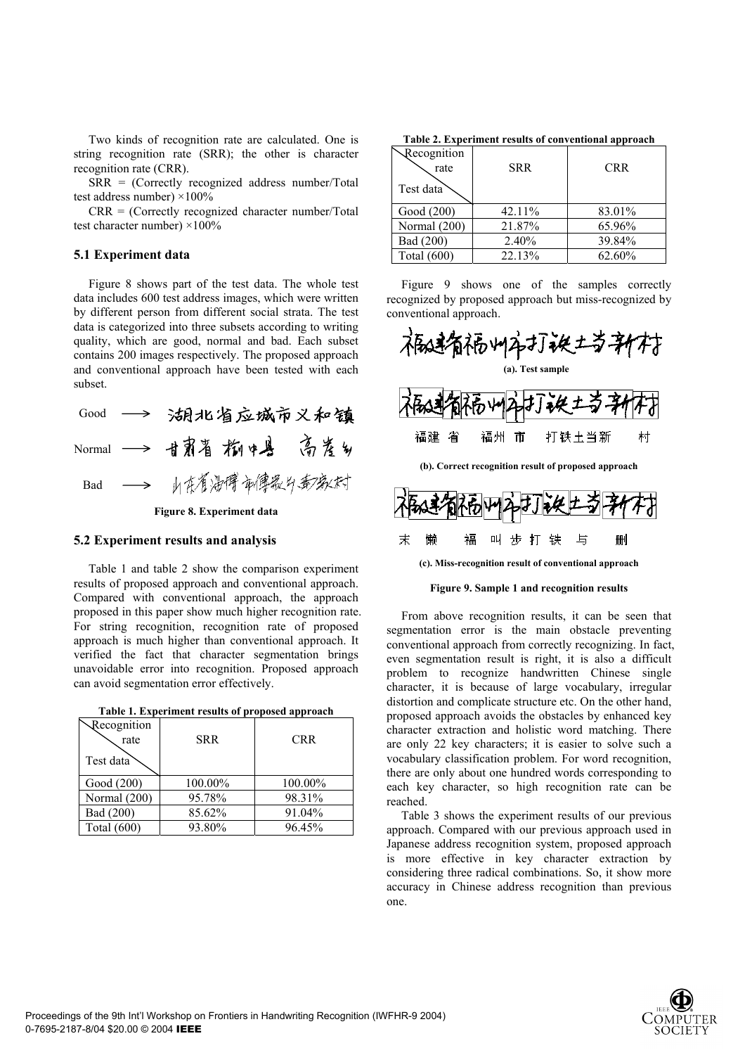Two kinds of recognition rate are calculated. One is string recognition rate (SRR); the other is character recognition rate (CRR).

SRR = (Correctly recognized address number/Total test address number) ×100%

CRR = (Correctly recognized character number/Total test character number) ×100%

### 5.1 Experiment data

Figure 8 shows part of the test data. The whole test data includes 600 test address images, which were written by different person from different social strata. The test data is categorized into three subsets according to writing quality, which are good, normal and bad. Each subset contains 200 images respectively. The proposed approach and conventional approach have been tested with each subset.

Good ⟶ 湖北省应城市义和镇

Normal ⟶ 甘肃省 榆中县 高崖乡

Bad ⟶ 山东省海阳市傅家乡垂家村

**Figure 8. Experiment data**

### 5.2 Experiment results and analysis

Table 1 and table 2 show the comparison experiment results of proposed approach and conventional approach. Compared with conventional approach, the approach proposed in this paper show much higher recognition rate. For string recognition, recognition rate of proposed approach is much higher than conventional approach. It verified the fact that character segmentation brings unavoidable error into recognition. Proposed approach can avoid segmentation error effectively.

**Table 1. Experiment results of proposed approach**

| Recognition rate / Test data | SRR | CRR |
|---|---|---|
| Good (200) | 100.00% | 100.00% |
| Normal (200) | 95.78% | 98.31% |
| Bad (200) | 85.62% | 91.04% |
| Total (600) | 93.80% | 96.45% |

**Table 2. Experiment results of conventional approach**

| Recognition rate / Test data | SRR | CRR |
|---|---|---|
| Good (200) | 42.11% | 83.01% |
| Normal (200) | 21.87% | 65.96% |
| Bad (200) | 2.40% | 39.84% |
| Total (600) | 22.13% | 62.60% |

Figure 9 shows one of the samples correctly recognized by proposed approach but miss-recognized by conventional approach.

**(a). Test sample**

福建 省 福州 市 打铁土当新 村

**(b). Correct recognition result of proposed approach**

末 懒 福 叫 步 打 铁 与 删

**(c). Miss-recognition result of conventional approach**

**Figure 9. Sample 1 and recognition results**

From above recognition results, it can be seen that segmentation error is the main obstacle preventing conventional approach from correctly recognizing. In fact, even segmentation result is right, it is also a difficult problem to recognize handwritten Chinese single character, it is because of large vocabulary, irregular distortion and complicate structure etc. On the other hand, proposed approach avoids the obstacles by enhanced key character extraction and holistic word matching. There are only 22 key characters; it is easier to solve such a vocabulary classification problem. For word recognition, there are only about one hundred words corresponding to each key character, so high recognition rate can be reached.

Table 3 shows the experiment results of our previous approach. Compared with our previous approach used in Japanese address recognition system, proposed approach is more effective in key character extraction by considering three radical combinations. So, it show more accuracy in Chinese address recognition than previous one.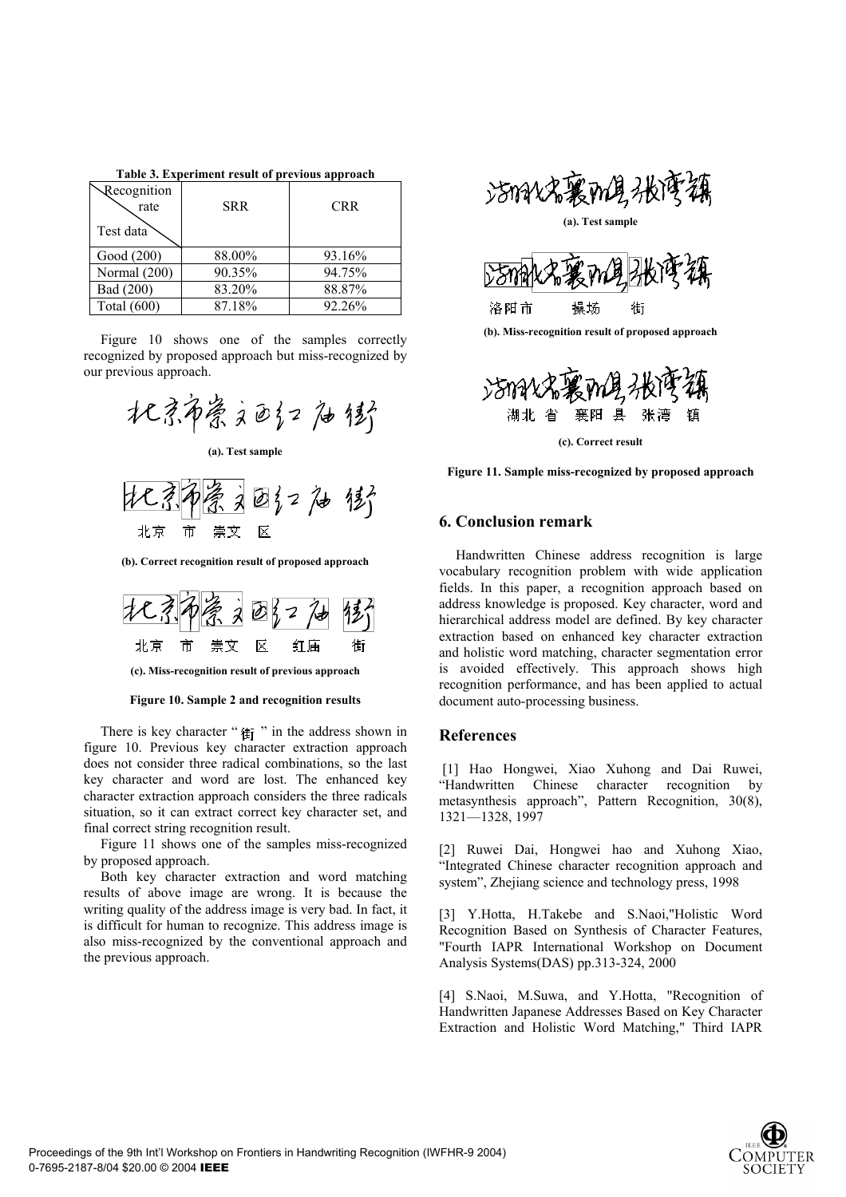Table 3. Experiment result of previous approach

| Recognition rate / Test data | SRR | CRR |
|---|---|---|
| Good (200) | 88.00% | 93.16% |
| Normal (200) | 90.35% | 94.75% |
| Bad (200) | 83.20% | 88.87% |
| Total (600) | 87.18% | 92.26% |

Figure 10 shows one of the samples correctly recognized by proposed approach but miss-recognized by our previous approach.

(a). Test sample

北京 市 崇文 区

(b). Correct recognition result of proposed approach

北京 市 崇文 区 红庙 街

(c). Miss-recognition result of previous approach

**Figure 10. Sample 2 and recognition results**

There is key character "街" in the address shown in figure 10. Previous key character extraction approach does not consider three radical combinations, so the last key character and word are lost. The enhanced key character extraction approach considers the three radicals situation, so it can extract correct key character set, and final correct string recognition result.

Figure 11 shows one of the samples miss-recognized by proposed approach.

Both key character extraction and word matching results of above image are wrong. It is because the writing quality of the address image is very bad. In fact, it is difficult for human to recognize. This address image is also miss-recognized by the conventional approach and the previous approach.

(a). Test sample

洛阳市 操场 街

(b). Miss-recognition result of proposed approach

湖北 省 襄阳 县 张湾 镇

(c). Correct result

**Figure 11. Sample miss-recognized by proposed approach**

## 6. Conclusion remark

Handwritten Chinese address recognition is large vocabulary recognition problem with wide application fields. In this paper, a recognition approach based on address knowledge is proposed. Key character, word and hierarchical address model are defined. By key character extraction based on enhanced key character extraction and holistic word matching, character segmentation error is avoided effectively. This approach shows high recognition performance, and has been applied to actual document auto-processing business.

## References

[1] Hao Hongwei, Xiao Xuhong and Dai Ruwei, "Handwritten Chinese character recognition by metasynthesis approach", Pattern Recognition, 30(8), 1321—1328, 1997

[2] Ruwei Dai, Hongwei hao and Xuhong Xiao, "Integrated Chinese character recognition approach and system", Zhejiang science and technology press, 1998

[3] Y.Hotta, H.Takebe and S.Naoi,"Holistic Word Recognition Based on Synthesis of Character Features, "Fourth IAPR International Workshop on Document Analysis Systems(DAS) pp.313-324, 2000

[4] S.Naoi, M.Suwa, and Y.Hotta, "Recognition of Handwritten Japanese Addresses Based on Key Character Extraction and Holistic Word Matching," Third IAPR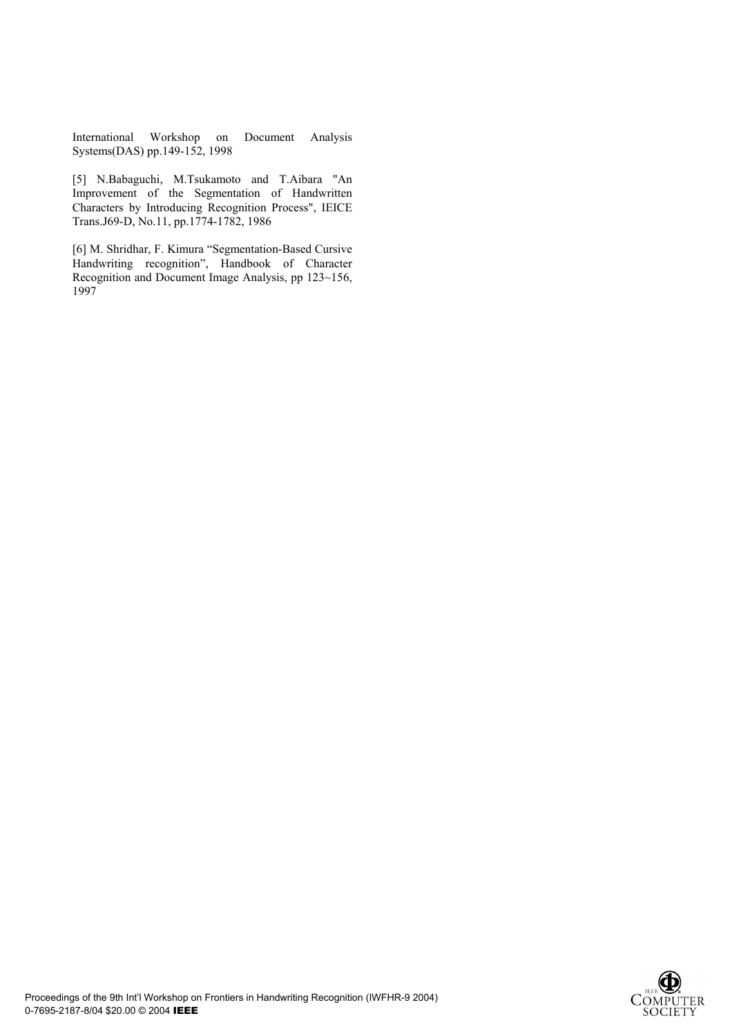International Workshop on Document Analysis Systems(DAS) pp.149-152, 1998

[5] N.Babaguchi, M.Tsukamoto and T.Aibara "An Improvement of the Segmentation of Handwritten Characters by Introducing Recognition Process", IEICE Trans.J69-D, No.11, pp.1774-1782, 1986

[6] M. Shridhar, F. Kimura "Segmentation-Based Cursive Handwriting recognition", Handbook of Character Recognition and Document Image Analysis, pp 123~156, 1997